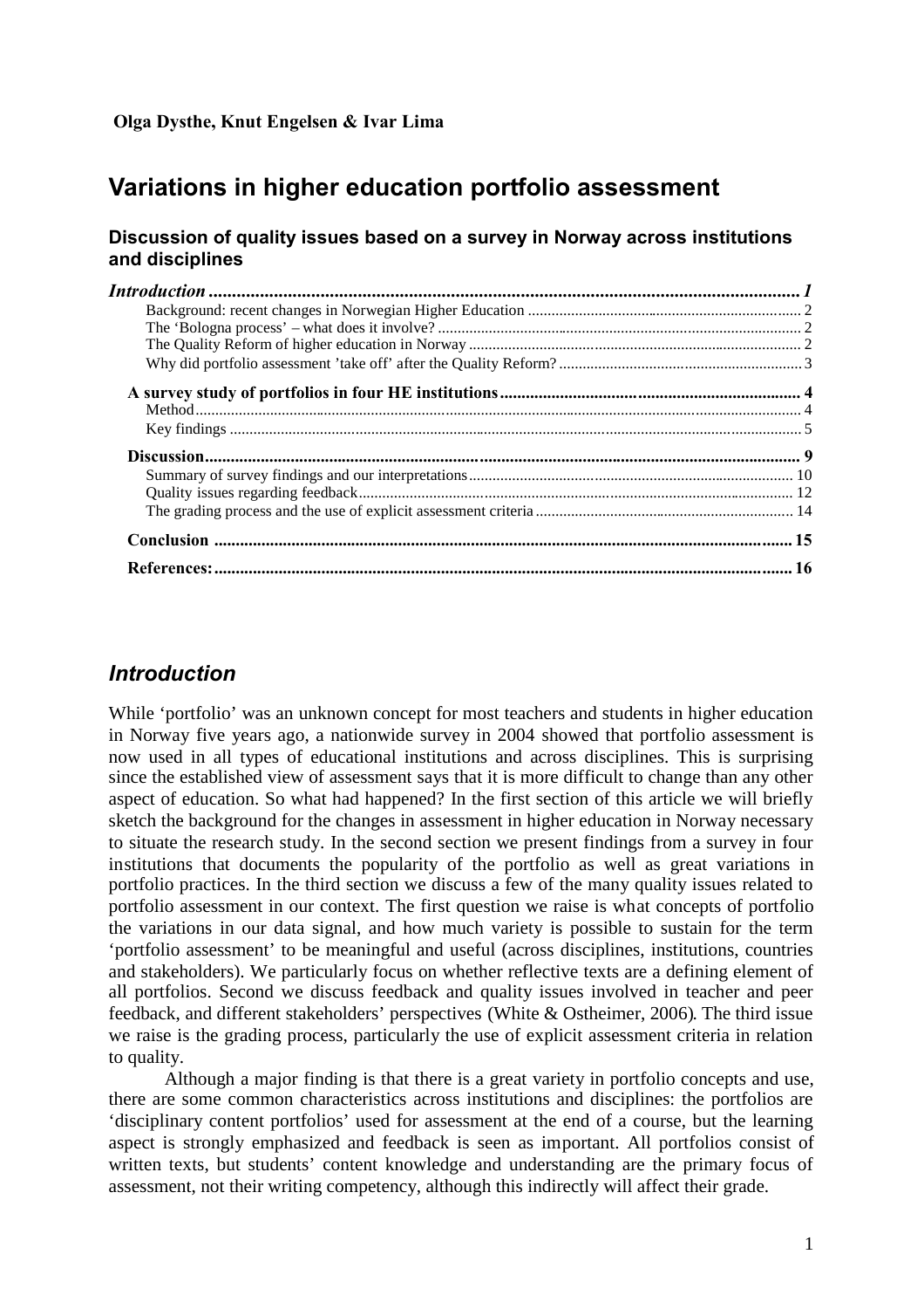**Olga Dysthe, Knut Engelsen & Ivar Lima**

# Variations in higher education portfolio assessment

### Discussion of quality issues based on a survey in Norway across institutions and disciplines

*Introduction* ........................................................................ 1
- Background: recent changes in Norwegian Higher Education ........................ 2
- The 'Bologna process' – what does it involve? ........................ 2
- The Quality Reform of higher education in Norway ........................ 2
- Why did portfolio assessment 'take off' after the Quality Reform? ........................ 3

**A survey study of portfolios in four HE institutions** ........................ 4
- Method ........................ 4
- Key findings ........................ 5

**Discussion** ........................ 9
- Summary of survey findings and our interpretations ........................ 10
- Quality issues regarding feedback ........................ 12
- The grading process and the use of explicit assessment criteria ........................ 14

**Conclusion** ........................ 15

**References:** ........................ 16

## *Introduction*

While 'portfolio' was an unknown concept for most teachers and students in higher education in Norway five years ago, a nationwide survey in 2004 showed that portfolio assessment is now used in all types of educational institutions and across disciplines. This is surprising since the established view of assessment says that it is more difficult to change than any other aspect of education. So what had happened? In the first section of this article we will briefly sketch the background for the changes in assessment in higher education in Norway necessary to situate the research study. In the second section we present findings from a survey in four institutions that documents the popularity of the portfolio as well as great variations in portfolio practices. In the third section we discuss a few of the many quality issues related to portfolio assessment in our context. The first question we raise is what concepts of portfolio the variations in our data signal, and how much variety is possible to sustain for the term 'portfolio assessment' to be meaningful and useful (across disciplines, institutions, countries and stakeholders). We particularly focus on whether reflective texts are a defining element of all portfolios. Second we discuss feedback and quality issues involved in teacher and peer feedback, and different stakeholders' perspectives (White & Ostheimer, 2006). The third issue we raise is the grading process, particularly the use of explicit assessment criteria in relation to quality.

Although a major finding is that there is a great variety in portfolio concepts and use, there are some common characteristics across institutions and disciplines: the portfolios are 'disciplinary content portfolios' used for assessment at the end of a course, but the learning aspect is strongly emphasized and feedback is seen as important. All portfolios consist of written texts, but students' content knowledge and understanding are the primary focus of assessment, not their writing competency, although this indirectly will affect their grade.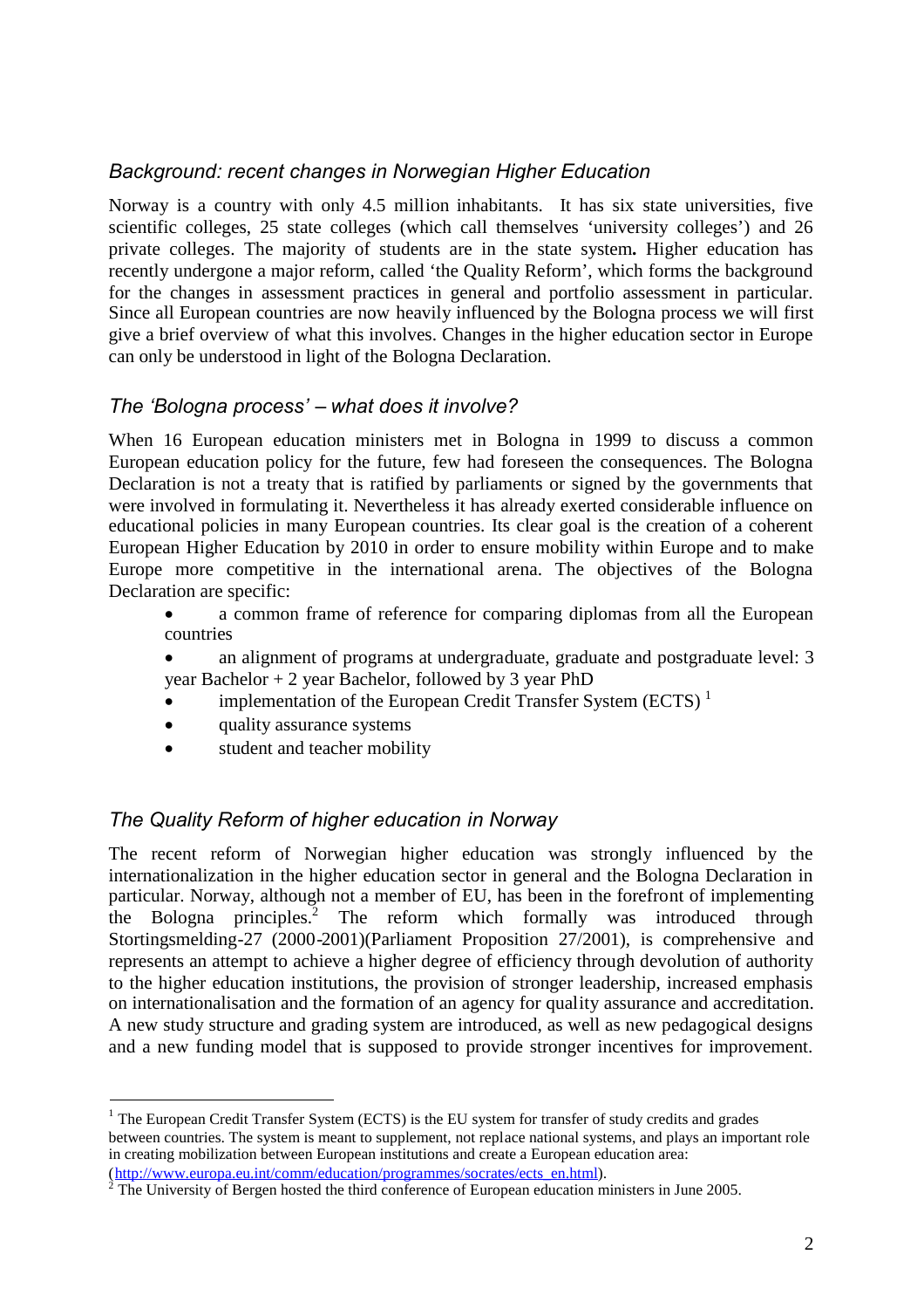### *Background: recent changes in Norwegian Higher Education*

Norway is a country with only 4.5 million inhabitants. It has six state universities, five scientific colleges, 25 state colleges (which call themselves 'university colleges') and 26 private colleges. The majority of students are in the state system**.** Higher education has recently undergone a major reform, called 'the Quality Reform', which forms the background for the changes in assessment practices in general and portfolio assessment in particular. Since all European countries are now heavily influenced by the Bologna process we will first give a brief overview of what this involves. Changes in the higher education sector in Europe can only be understood in light of the Bologna Declaration.

### *The 'Bologna process' – what does it involve?*

When 16 European education ministers met in Bologna in 1999 to discuss a common European education policy for the future, few had foreseen the consequences. The Bologna Declaration is not a treaty that is ratified by parliaments or signed by the governments that were involved in formulating it. Nevertheless it has already exerted considerable influence on educational policies in many European countries. Its clear goal is the creation of a coherent European Higher Education by 2010 in order to ensure mobility within Europe and to make Europe more competitive in the international arena. The objectives of the Bologna Declaration are specific:

- a common frame of reference for comparing diplomas from all the European countries
- an alignment of programs at undergraduate, graduate and postgraduate level: 3 year Bachelor + 2 year Bachelor, followed by 3 year PhD
- implementation of the European Credit Transfer System (ECTS) [1]
- quality assurance systems
- student and teacher mobility

### *The Quality Reform of higher education in Norway*

The recent reform of Norwegian higher education was strongly influenced by the internationalization in the higher education sector in general and the Bologna Declaration in particular. Norway, although not a member of EU, has been in the forefront of implementing the Bologna principles.[2] The reform which formally was introduced through Stortingsmelding-27 (2000-2001)(Parliament Proposition 27/2001), is comprehensive and represents an attempt to achieve a higher degree of efficiency through devolution of authority to the higher education institutions, the provision of stronger leadership, increased emphasis on internationalisation and the formation of an agency for quality assurance and accreditation. A new study structure and grading system are introduced, as well as new pedagogical designs and a new funding model that is supposed to provide stronger incentives for improvement.

---

[1] The European Credit Transfer System (ECTS) is the EU system for transfer of study credits and grades between countries. The system is meant to supplement, not replace national systems, and plays an important role in creating mobilization between European institutions and create a European education area: (http://www.europa.eu.int/comm/education/programmes/socrates/ects_en.html).

[2] The University of Bergen hosted the third conference of European education ministers in June 2005.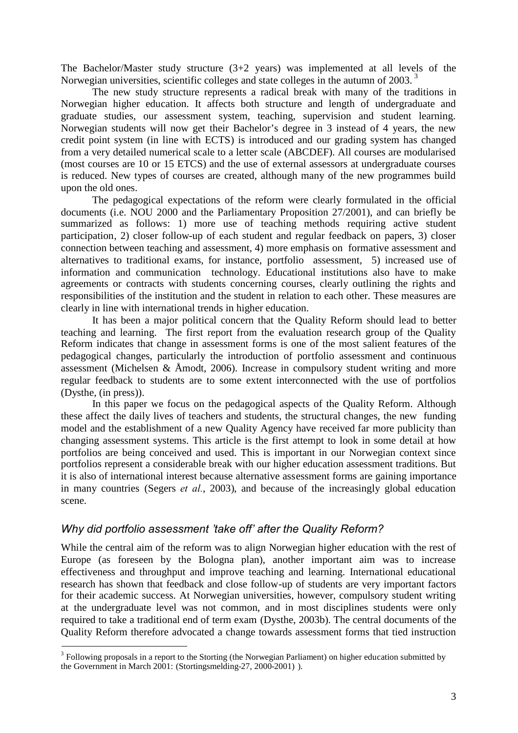The Bachelor/Master study structure (3+2 years) was implemented at all levels of the Norwegian universities, scientific colleges and state colleges in the autumn of 2003. [3]

The new study structure represents a radical break with many of the traditions in Norwegian higher education. It affects both structure and length of undergraduate and graduate studies, our assessment system, teaching, supervision and student learning. Norwegian students will now get their Bachelor's degree in 3 instead of 4 years, the new credit point system (in line with ECTS) is introduced and our grading system has changed from a very detailed numerical scale to a letter scale (ABCDEF). All courses are modularised (most courses are 10 or 15 ETCS) and the use of external assessors at undergraduate courses is reduced. New types of courses are created, although many of the new programmes build upon the old ones.

The pedagogical expectations of the reform were clearly formulated in the official documents (i.e. NOU 2000 and the Parliamentary Proposition 27/2001), and can briefly be summarized as follows: 1) more use of teaching methods requiring active student participation, 2) closer follow-up of each student and regular feedback on papers, 3) closer connection between teaching and assessment, 4) more emphasis on formative assessment and alternatives to traditional exams, for instance, portfolio assessment, 5) increased use of information and communication technology. Educational institutions also have to make agreements or contracts with students concerning courses, clearly outlining the rights and responsibilities of the institution and the student in relation to each other. These measures are clearly in line with international trends in higher education.

It has been a major political concern that the Quality Reform should lead to better teaching and learning. The first report from the evaluation research group of the Quality Reform indicates that change in assessment forms is one of the most salient features of the pedagogical changes, particularly the introduction of portfolio assessment and continuous assessment (Michelsen & Åmodt, 2006). Increase in compulsory student writing and more regular feedback to students are to some extent interconnected with the use of portfolios (Dysthe, (in press)).

In this paper we focus on the pedagogical aspects of the Quality Reform. Although these affect the daily lives of teachers and students, the structural changes, the new funding model and the establishment of a new Quality Agency have received far more publicity than changing assessment systems. This article is the first attempt to look in some detail at how portfolios are being conceived and used. This is important in our Norwegian context since portfolios represent a considerable break with our higher education assessment traditions. But it is also of international interest because alternative assessment forms are gaining importance in many countries (Segers *et al.*, 2003), and because of the increasingly global education scene.

### *Why did portfolio assessment 'take off' after the Quality Reform?*

While the central aim of the reform was to align Norwegian higher education with the rest of Europe (as foreseen by the Bologna plan), another important aim was to increase effectiveness and throughput and improve teaching and learning. International educational research has shown that feedback and close follow-up of students are very important factors for their academic success. At Norwegian universities, however, compulsory student writing at the undergraduate level was not common, and in most disciplines students were only required to take a traditional end of term exam (Dysthe, 2003b). The central documents of the Quality Reform therefore advocated a change towards assessment forms that tied instruction

[3] Following proposals in a report to the Storting (the Norwegian Parliament) on higher education submitted by the Government in March 2001: (Stortingsmelding-27, 2000-2001) ).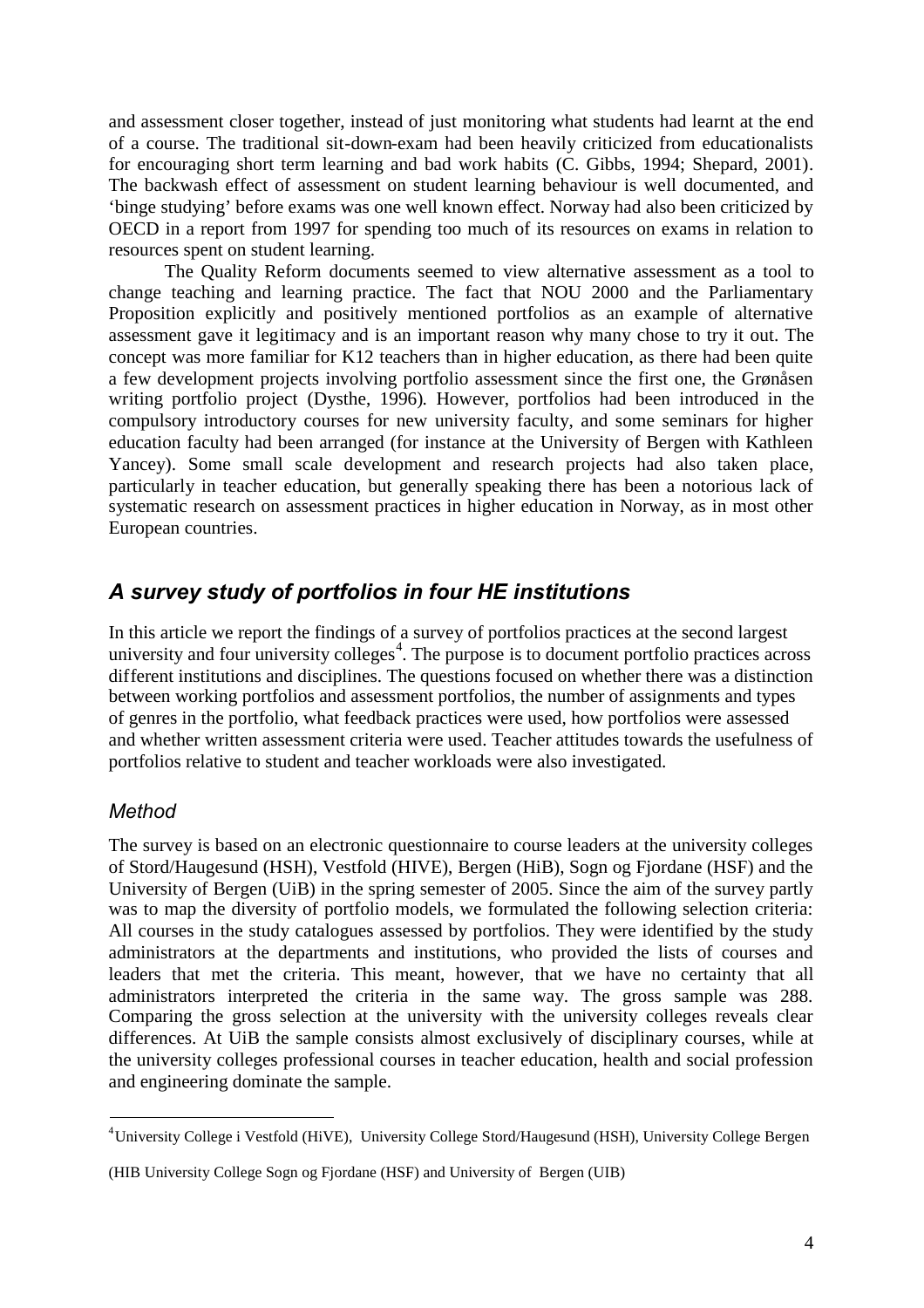and assessment closer together, instead of just monitoring what students had learnt at the end of a course. The traditional sit-down-exam had been heavily criticized from educationalists for encouraging short term learning and bad work habits (C. Gibbs, 1994; Shepard, 2001). The backwash effect of assessment on student learning behaviour is well documented, and 'binge studying' before exams was one well known effect. Norway had also been criticized by OECD in a report from 1997 for spending too much of its resources on exams in relation to resources spent on student learning.

The Quality Reform documents seemed to view alternative assessment as a tool to change teaching and learning practice. The fact that NOU 2000 and the Parliamentary Proposition explicitly and positively mentioned portfolios as an example of alternative assessment gave it legitimacy and is an important reason why many chose to try it out. The concept was more familiar for K12 teachers than in higher education, as there had been quite a few development projects involving portfolio assessment since the first one, the Grønåsen writing portfolio project (Dysthe, 1996). However, portfolios had been introduced in the compulsory introductory courses for new university faculty, and some seminars for higher education faculty had been arranged (for instance at the University of Bergen with Kathleen Yancey). Some small scale development and research projects had also taken place, particularly in teacher education, but generally speaking there has been a notorious lack of systematic research on assessment practices in higher education in Norway, as in most other European countries.

## *A survey study of portfolios in four HE institutions*

In this article we report the findings of a survey of portfolios practices at the second largest university and four university colleges[4]. The purpose is to document portfolio practices across different institutions and disciplines. The questions focused on whether there was a distinction between working portfolios and assessment portfolios, the number of assignments and types of genres in the portfolio, what feedback practices were used, how portfolios were assessed and whether written assessment criteria were used. Teacher attitudes towards the usefulness of portfolios relative to student and teacher workloads were also investigated.

### *Method*

The survey is based on an electronic questionnaire to course leaders at the university colleges of Stord/Haugesund (HSH), Vestfold (HIVE), Bergen (HiB), Sogn og Fjordane (HSF) and the University of Bergen (UiB) in the spring semester of 2005. Since the aim of the survey partly was to map the diversity of portfolio models, we formulated the following selection criteria: All courses in the study catalogues assessed by portfolios. They were identified by the study administrators at the departments and institutions, who provided the lists of courses and leaders that met the criteria. This meant, however, that we have no certainty that all administrators interpreted the criteria in the same way. The gross sample was 288. Comparing the gross selection at the university with the university colleges reveals clear differences. At UiB the sample consists almost exclusively of disciplinary courses, while at the university colleges professional courses in teacher education, health and social profession and engineering dominate the sample.

[4] University College i Vestfold (HiVE), University College Stord/Haugesund (HSH), University College Bergen

(HIB University College Sogn og Fjordane (HSF) and University of Bergen (UIB)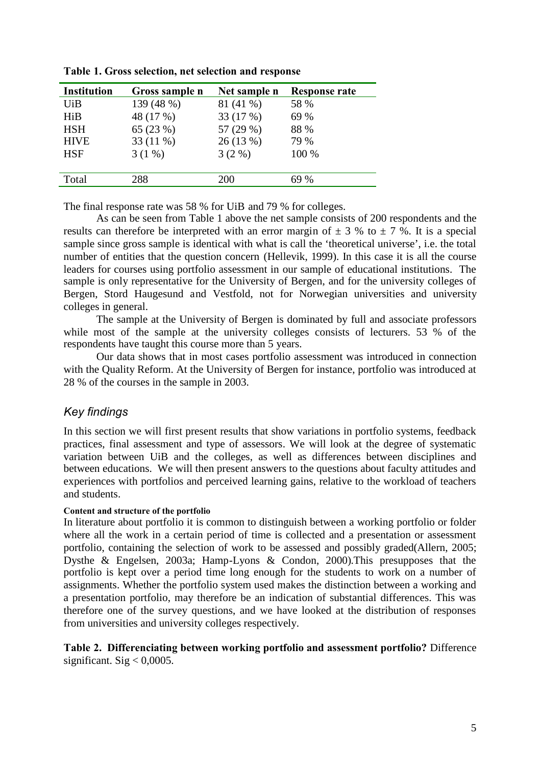**Table 1. Gross selection, net selection and response**

| Institution | Gross sample n | Net sample n | Response rate |
|---|---|---|---|
| UiB | 139 (48 %) | 81 (41 %) | 58 % |
| HiB | 48 (17 %) | 33 (17 %) | 69 % |
| HSH | 65 (23 %) | 57 (29 %) | 88 % |
| HIVE | 33 (11 %) | 26 (13 %) | 79 % |
| HSF | 3 (1 %) | 3 (2 %) | 100 % |
| Total | 288 | 200 | 69 % |

The final response rate was 58 % for UiB and 79 % for colleges.

As can be seen from Table 1 above the net sample consists of 200 respondents and the results can therefore be interpreted with an error margin of ± 3 % to ± 7 %. It is a special sample since gross sample is identical with what is call the 'theoretical universe', i.e. the total number of entities that the question concern (Hellevik, 1999). In this case it is all the course leaders for courses using portfolio assessment in our sample of educational institutions. The sample is only representative for the University of Bergen, and for the university colleges of Bergen, Stord Haugesund and Vestfold, not for Norwegian universities and university colleges in general.

The sample at the University of Bergen is dominated by full and associate professors while most of the sample at the university colleges consists of lecturers. 53 % of the respondents have taught this course more than 5 years.

Our data shows that in most cases portfolio assessment was introduced in connection with the Quality Reform. At the University of Bergen for instance, portfolio was introduced at 28 % of the courses in the sample in 2003.

## *Key findings*

In this section we will first present results that show variations in portfolio systems, feedback practices, final assessment and type of assessors. We will look at the degree of systematic variation between UiB and the colleges, as well as differences between disciplines and between educations. We will then present answers to the questions about faculty attitudes and experiences with portfolios and perceived learning gains, relative to the workload of teachers and students.

#### Content and structure of the portfolio

In literature about portfolio it is common to distinguish between a working portfolio or folder where all the work in a certain period of time is collected and a presentation or assessment portfolio, containing the selection of work to be assessed and possibly graded(Allern, 2005; Dysthe & Engelsen, 2003a; Hamp-Lyons & Condon, 2000).This presupposes that the portfolio is kept over a period time long enough for the students to work on a number of assignments. Whether the portfolio system used makes the distinction between a working and a presentation portfolio, may therefore be an indication of substantial differences. This was therefore one of the survey questions, and we have looked at the distribution of responses from universities and university colleges respectively.

**Table 2. Differenciating between working portfolio and assessment portfolio?** Difference significant. Sig < 0,0005.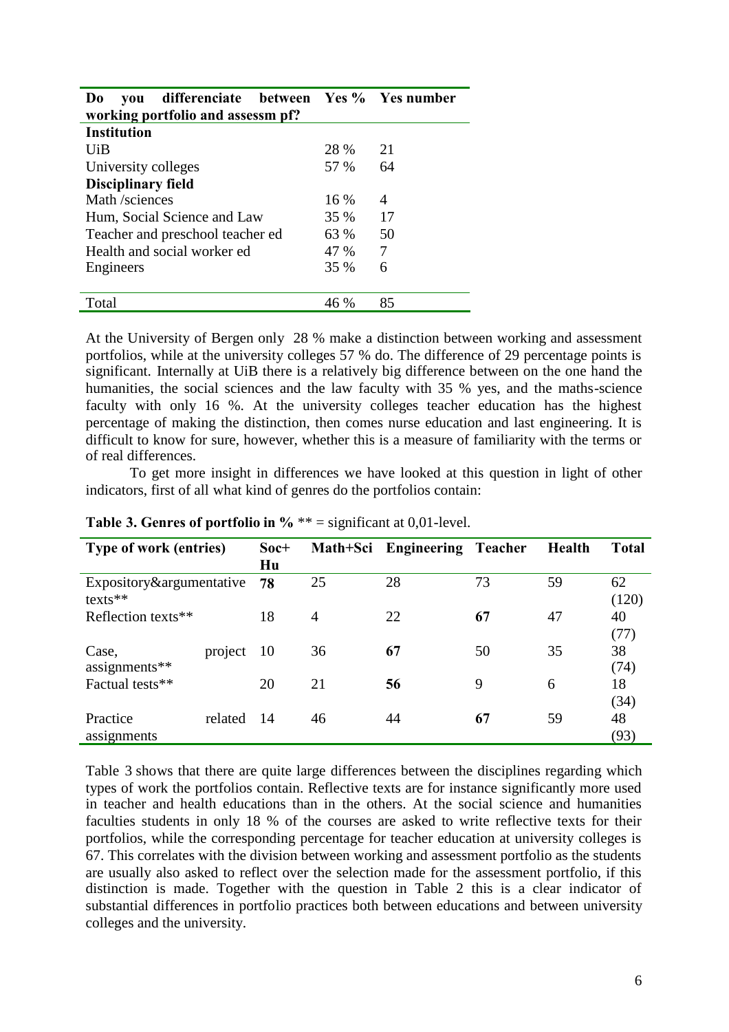| Do you differenciate between working portfolio and assessm pf? | Yes % | Yes number |
|---|---|---|
| **Institution** | | |
| UiB | 28 % | 21 |
| University colleges | 57 % | 64 |
| **Disciplinary field** | | |
| Math /sciences | 16 % | 4 |
| Hum, Social Science and Law | 35 % | 17 |
| Teacher and preschool teacher ed | 63 % | 50 |
| Health and social worker ed | 47 % | 7 |
| Engineers | 35 % | 6 |
| Total | 46 % | 85 |

At the University of Bergen only 28 % make a distinction between working and assessment portfolios, while at the university colleges 57 % do. The difference of 29 percentage points is significant. Internally at UiB there is a relatively big difference between on the one hand the humanities, the social sciences and the law faculty with 35 % yes, and the maths-science faculty with only 16 %. At the university colleges teacher education has the highest percentage of making the distinction, then comes nurse education and last engineering. It is difficult to know for sure, however, whether this is a measure of familiarity with the terms or of real differences.

To get more insight in differences we have looked at this question in light of other indicators, first of all what kind of genres do the portfolios contain:

**Table 3. Genres of portfolio in %** ** = significant at 0,01-level.

| Type of work (entries) | Soc+ Hu | Math+Sci | Engineering | Teacher | Health | Total |
|---|---|---|---|---|---|---|
| Expository&argumentative texts** | **78** | 25 | 28 | 73 | 59 | 62 (120) |
| Reflection texts** | 18 | 4 | 22 | **67** | 47 | 40 (77) |
| Case, project assignments** | 10 | 36 | **67** | 50 | 35 | 38 (74) |
| Factual tests** | 20 | 21 | **56** | 9 | 6 | 18 (34) |
| Practice related assignments | 14 | 46 | 44 | **67** | 59 | 48 (93) |

Table 3 shows that there are quite large differences between the disciplines regarding which types of work the portfolios contain. Reflective texts are for instance significantly more used in teacher and health educations than in the others. At the social science and humanities faculties students in only 18 % of the courses are asked to write reflective texts for their portfolios, while the corresponding percentage for teacher education at university colleges is 67. This correlates with the division between working and assessment portfolio as the students are usually also asked to reflect over the selection made for the assessment portfolio, if this distinction is made. Together with the question in Table 2 this is a clear indicator of substantial differences in portfolio practices both between educations and between university colleges and the university.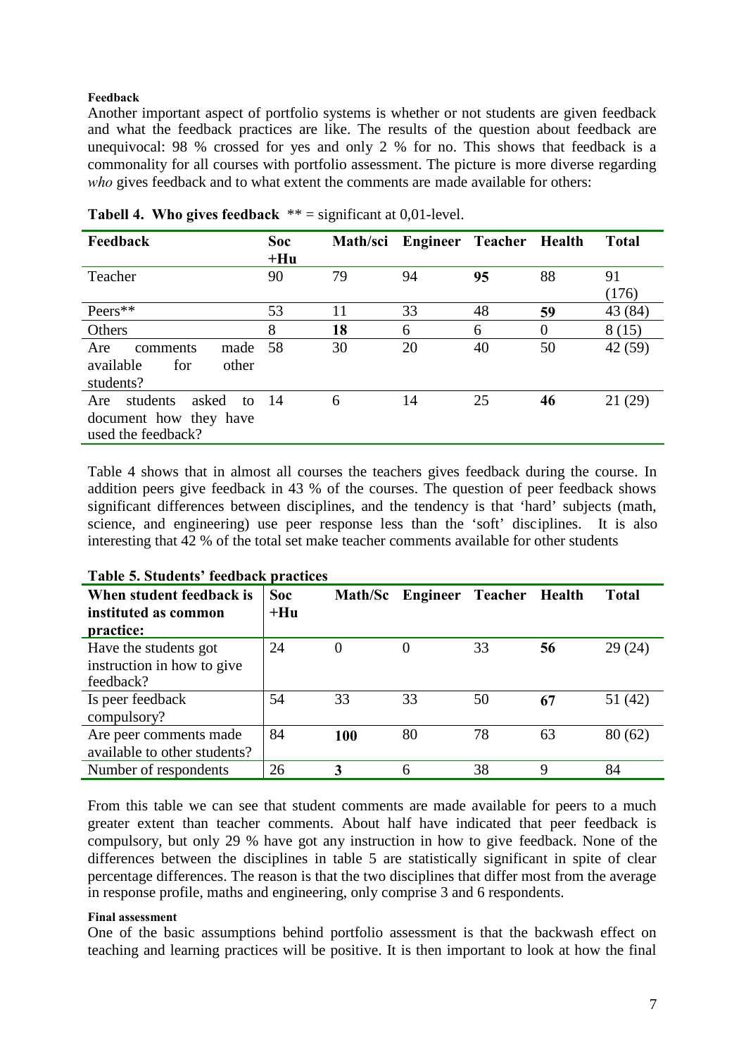#### Feedback

Another important aspect of portfolio systems is whether or not students are given feedback and what the feedback practices are like. The results of the question about feedback are unequivocal: 98 % crossed for yes and only 2 % for no. This shows that feedback is a commonality for all courses with portfolio assessment. The picture is more diverse regarding *who* gives feedback and to what extent the comments are made available for others:

**Tabell 4. Who gives feedback** ** = significant at 0,01-level.

| Feedback | Soc +Hu | Math/sci | Engineer | Teacher | Health | Total |
|---|---|---|---|---|---|---|
| Teacher | 90 | 79 | 94 | **95** | 88 | 91 (176) |
| Peers** | 53 | 11 | 33 | 48 | **59** | 43 (84) |
| Others | 8 | **18** | 6 | 6 | 0 | 8 (15) |
| Are comments made available for other students? | 58 | 30 | 20 | 40 | 50 | 42 (59) |
| Are students asked to document how they have used the feedback? | 14 | 6 | 14 | 25 | **46** | 21 (29) |

Table 4 shows that in almost all courses the teachers gives feedback during the course. In addition peers give feedback in 43 % of the courses. The question of peer feedback shows significant differences between disciplines, and the tendency is that 'hard' subjects (math, science, and engineering) use peer response less than the 'soft' disciplines. It is also interesting that 42 % of the total set make teacher comments available for other students

**Table 5. Students' feedback practices**

| **When student feedback is instituted as common practice:** | **Soc +Hu** | **Math/Sc** | **Engineer** | **Teacher** | **Health** | **Total** |
|---|---|---|---|---|---|---|
| Have the students got instruction in how to give feedback? | 24 | 0 | 0 | 33 | **56** | 29 (24) |
| Is peer feedback compulsory? | 54 | 33 | 33 | 50 | **67** | 51 (42) |
| Are peer comments made available to other students? | 84 | **100** | 80 | 78 | 63 | 80 (62) |
| Number of respondents | 26 | **3** | 6 | 38 | 9 | 84 |

From this table we can see that student comments are made available for peers to a much greater extent than teacher comments. About half have indicated that peer feedback is compulsory, but only 29 % have got any instruction in how to give feedback. None of the differences between the disciplines in table 5 are statistically significant in spite of clear percentage differences. The reason is that the two disciplines that differ most from the average in response profile, maths and engineering, only comprise 3 and 6 respondents.

#### Final assessment

One of the basic assumptions behind portfolio assessment is that the backwash effect on teaching and learning practices will be positive. It is then important to look at how the final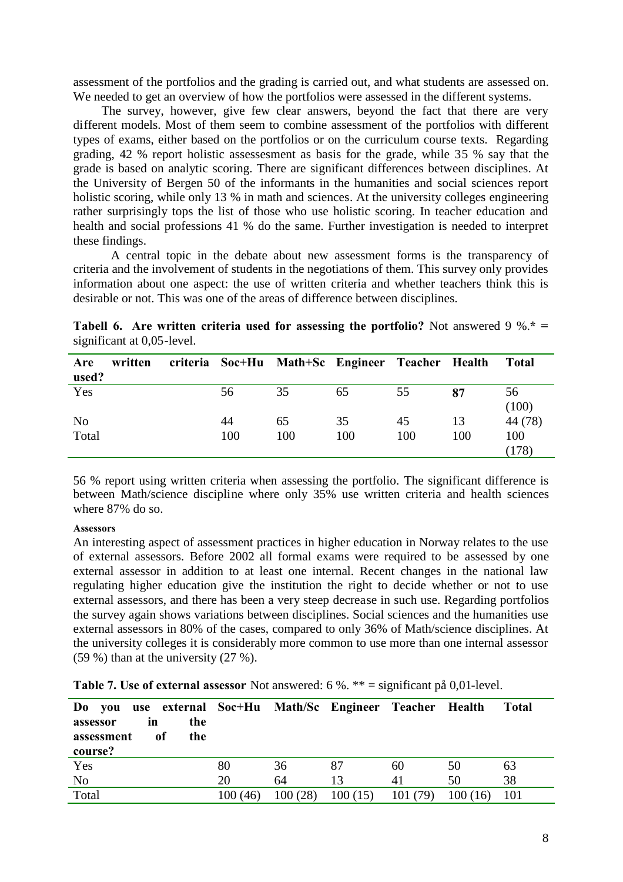assessment of the portfolios and the grading is carried out, and what students are assessed on. We needed to get an overview of how the portfolios were assessed in the different systems.

The survey, however, give few clear answers, beyond the fact that there are very different models. Most of them seem to combine assessment of the portfolios with different types of exams, either based on the portfolios or on the curriculum course texts. Regarding grading, 42 % report holistic assessesement as basis for the grade, while 35 % say that the grade is based on analytic scoring. There are significant differences between disciplines. At the University of Bergen 50 of the informants in the humanities and social sciences report holistic scoring, while only 13 % in math and sciences. At the university colleges engineering rather surprisingly tops the list of those who use holistic scoring. In teacher education and health and social professions 41 % do the same. Further investigation is needed to interpret these findings.

A central topic in the debate about new assessment forms is the transparency of criteria and the involvement of students in the negotiations of them. This survey only provides information about one aspect: the use of written criteria and whether teachers think this is desirable or not. This was one of the areas of difference between disciplines.

**Tabell 6. Are written criteria used for assessing the portfolio?** Not answered 9 %.* = significant at 0,05-level.

| Are written criteria used? | Soc+Hu | Math+Sc | Engineer | Teacher | Health | Total |
|---|---|---|---|---|---|---|
| Yes | 56 | 35 | 65 | 55 | **87** | 56 (100) |
| No | 44 | 65 | 35 | 45 | 13 | 44 (78) |
| Total | 100 | 100 | 100 | 100 | 100 | 100 (178) |

56 % report using written criteria when assessing the portfolio. The significant difference is between Math/science discipline where only 35% use written criteria and health sciences where 87% do so.

#### Assessors

An interesting aspect of assessment practices in higher education in Norway relates to the use of external assessors. Before 2002 all formal exams were required to be assessed by one external assessor in addition to at least one internal. Recent changes in the national law regulating higher education give the institution the right to decide whether or not to use external assessors, and there has been a very steep decrease in such use. Regarding portfolios the survey again shows variations between disciplines. Social sciences and the humanities use external assessors in 80% of the cases, compared to only 36% of Math/science disciplines. At the university colleges it is considerably more common to use more than one internal assessor (59 %) than at the university (27 %).

**Table 7. Use of external assessor** Not answered: 6 %. ** = significant på 0,01-level.

| Do you use external assessor in the assessment of the course? | Soc+Hu | Math/Sc | Engineer | Teacher | Health | Total |
|---|---|---|---|---|---|---|
| Yes | 80 | 36 | 87 | 60 | 50 | 63 |
| No | 20 | 64 | 13 | 41 | 50 | 38 |
| Total | 100 (46) | 100 (28) | 100 (15) | 101 (79) | 100 (16) | 101 |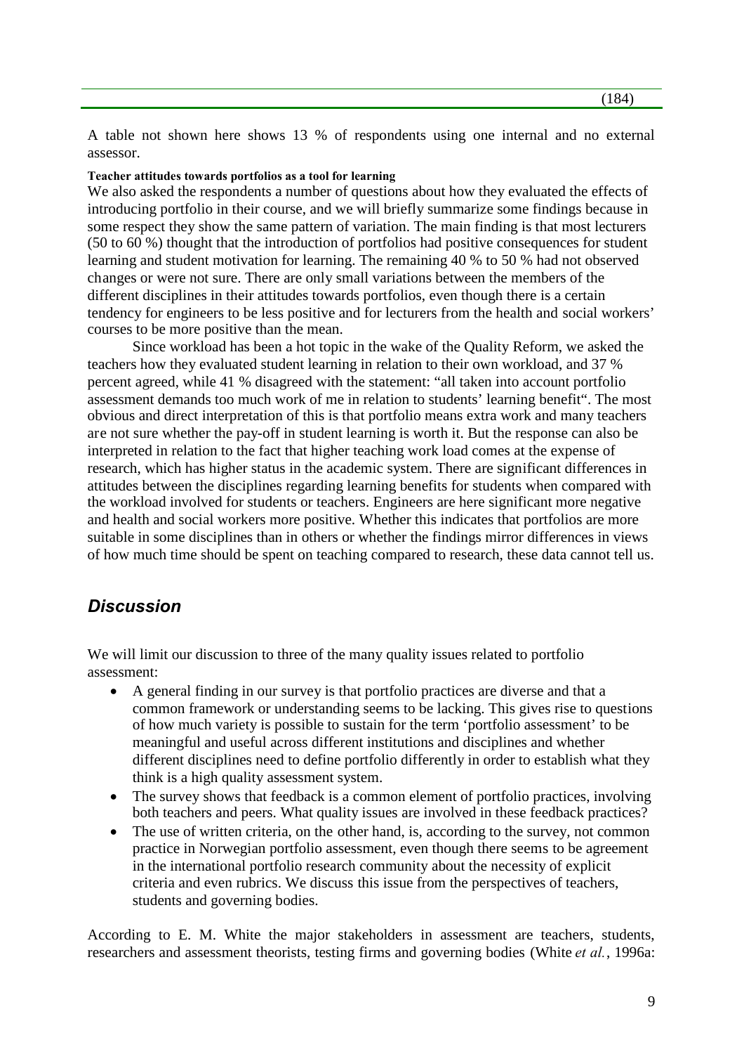A table not shown here shows 13 % of respondents using one internal and no external assessor.

#### Teacher attitudes towards portfolios as a tool for learning

We also asked the respondents a number of questions about how they evaluated the effects of introducing portfolio in their course, and we will briefly summarize some findings because in some respect they show the same pattern of variation. The main finding is that most lecturers (50 to 60 %) thought that the introduction of portfolios had positive consequences for student learning and student motivation for learning. The remaining 40 % to 50 % had not observed changes or were not sure. There are only small variations between the members of the different disciplines in their attitudes towards portfolios, even though there is a certain tendency for engineers to be less positive and for lecturers from the health and social workers' courses to be more positive than the mean.

Since workload has been a hot topic in the wake of the Quality Reform, we asked the teachers how they evaluated student learning in relation to their own workload, and 37 % percent agreed, while 41 % disagreed with the statement: "all taken into account portfolio assessment demands too much work of me in relation to students' learning benefit". The most obvious and direct interpretation of this is that portfolio means extra work and many teachers are not sure whether the pay-off in student learning is worth it. But the response can also be interpreted in relation to the fact that higher teaching work load comes at the expense of research, which has higher status in the academic system. There are significant differences in attitudes between the disciplines regarding learning benefits for students when compared with the workload involved for students or teachers. Engineers are here significant more negative and health and social workers more positive. Whether this indicates that portfolios are more suitable in some disciplines than in others or whether the findings mirror differences in views of how much time should be spent on teaching compared to research, these data cannot tell us.

## *Discussion*

We will limit our discussion to three of the many quality issues related to portfolio assessment:

- A general finding in our survey is that portfolio practices are diverse and that a common framework or understanding seems to be lacking. This gives rise to questions of how much variety is possible to sustain for the term 'portfolio assessment' to be meaningful and useful across different institutions and disciplines and whether different disciplines need to define portfolio differently in order to establish what they think is a high quality assessment system.
- The survey shows that feedback is a common element of portfolio practices, involving both teachers and peers. What quality issues are involved in these feedback practices?
- The use of written criteria, on the other hand, is, according to the survey, not common practice in Norwegian portfolio assessment, even though there seems to be agreement in the international portfolio research community about the necessity of explicit criteria and even rubrics. We discuss this issue from the perspectives of teachers, students and governing bodies.

According to E. M. White the major stakeholders in assessment are teachers, students, researchers and assessment theorists, testing firms and governing bodies (White *et al.*, 1996a: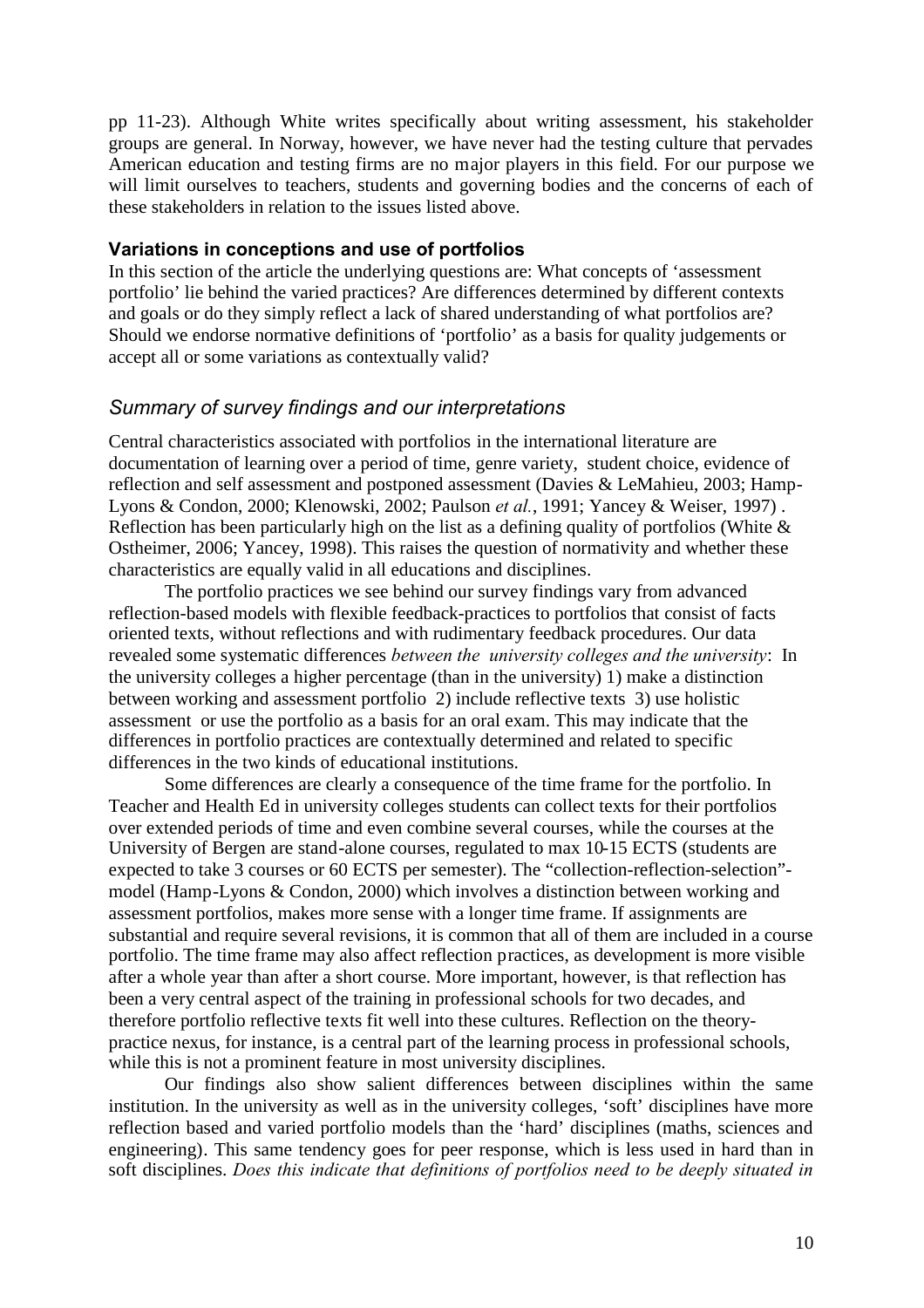pp 11-23). Although White writes specifically about writing assessment, his stakeholder groups are general. In Norway, however, we have never had the testing culture that pervades American education and testing firms are no major players in this field. For our purpose we will limit ourselves to teachers, students and governing bodies and the concerns of each of these stakeholders in relation to the issues listed above.

### Variations in conceptions and use of portfolios

In this section of the article the underlying questions are: What concepts of 'assessment portfolio' lie behind the varied practices? Are differences determined by different contexts and goals or do they simply reflect a lack of shared understanding of what portfolios are? Should we endorse normative definitions of 'portfolio' as a basis for quality judgements or accept all or some variations as contextually valid?

#### *Summary of survey findings and our interpretations*

Central characteristics associated with portfolios in the international literature are documentation of learning over a period of time, genre variety, student choice, evidence of reflection and self assessment and postponed assessment (Davies & LeMahieu, 2003; Hamp-Lyons & Condon, 2000; Klenowski, 2002; Paulson *et al.*, 1991; Yancey & Weiser, 1997). Reflection has been particularly high on the list as a defining quality of portfolios (White & Ostheimer, 2006; Yancey, 1998). This raises the question of normativity and whether these characteristics are equally valid in all educations and disciplines.

The portfolio practices we see behind our survey findings vary from advanced reflection-based models with flexible feedback-practices to portfolios that consist of facts oriented texts, without reflections and with rudimentary feedback procedures. Our data revealed some systematic differences *between the university colleges and the university*: In the university colleges a higher percentage (than in the university) 1) make a distinction between working and assessment portfolio 2) include reflective texts 3) use holistic assessment or use the portfolio as a basis for an oral exam. This may indicate that the differences in portfolio practices are contextually determined and related to specific differences in the two kinds of educational institutions.

Some differences are clearly a consequence of the time frame for the portfolio. In Teacher and Health Ed in university colleges students can collect texts for their portfolios over extended periods of time and even combine several courses, while the courses at the University of Bergen are stand-alone courses, regulated to max 10-15 ECTS (students are expected to take 3 courses or 60 ECTS per semester). The "collection-reflection-selection"-model (Hamp-Lyons & Condon, 2000) which involves a distinction between working and assessment portfolios, makes more sense with a longer time frame. If assignments are substantial and require several revisions, it is common that all of them are included in a course portfolio. The time frame may also affect reflection practices, as development is more visible after a whole year than after a short course. More important, however, is that reflection has been a very central aspect of the training in professional schools for two decades, and therefore portfolio reflective texts fit well into these cultures. Reflection on the theory-practice nexus, for instance, is a central part of the learning process in professional schools, while this is not a prominent feature in most university disciplines.

Our findings also show salient differences between disciplines within the same institution. In the university as well as in the university colleges, 'soft' disciplines have more reflection based and varied portfolio models than the 'hard' disciplines (maths, sciences and engineering). This same tendency goes for peer response, which is less used in hard than in soft disciplines. *Does this indicate that definitions of portfolios need to be deeply situated in*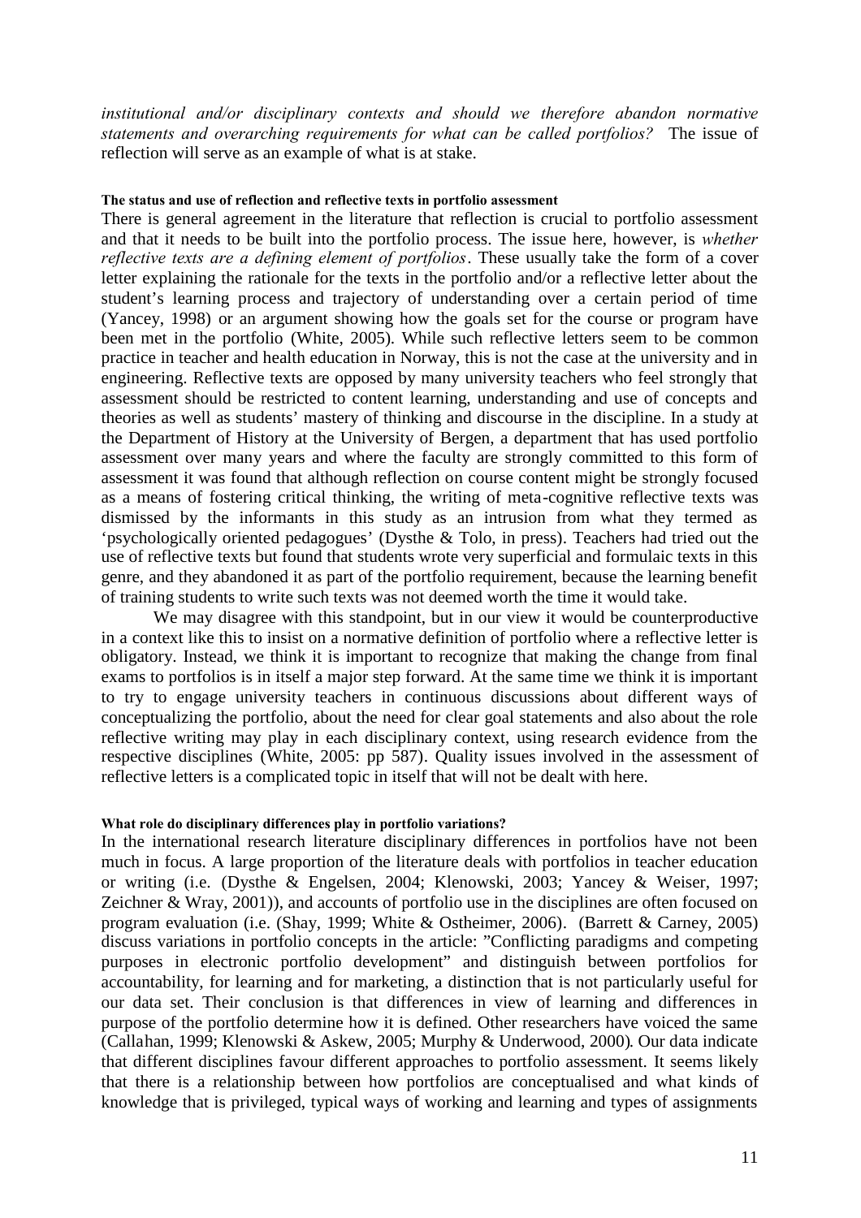*institutional and/or disciplinary contexts and should we therefore abandon normative statements and overarching requirements for what can be called portfolios?* The issue of reflection will serve as an example of what is at stake.

#### The status and use of reflection and reflective texts in portfolio assessment

There is general agreement in the literature that reflection is crucial to portfolio assessment and that it needs to be built into the portfolio process. The issue here, however, is *whether reflective texts are a defining element of portfolios*. These usually take the form of a cover letter explaining the rationale for the texts in the portfolio and/or a reflective letter about the student's learning process and trajectory of understanding over a certain period of time (Yancey, 1998) or an argument showing how the goals set for the course or program have been met in the portfolio (White, 2005). While such reflective letters seem to be common practice in teacher and health education in Norway, this is not the case at the university and in engineering. Reflective texts are opposed by many university teachers who feel strongly that assessment should be restricted to content learning, understanding and use of concepts and theories as well as students' mastery of thinking and discourse in the discipline. In a study at the Department of History at the University of Bergen, a department that has used portfolio assessment over many years and where the faculty are strongly committed to this form of assessment it was found that although reflection on course content might be strongly focused as a means of fostering critical thinking, the writing of meta-cognitive reflective texts was dismissed by the informants in this study as an intrusion from what they termed as 'psychologically oriented pedagogues' (Dysthe & Tolo, in press). Teachers had tried out the use of reflective texts but found that students wrote very superficial and formulaic texts in this genre, and they abandoned it as part of the portfolio requirement, because the learning benefit of training students to write such texts was not deemed worth the time it would take.

We may disagree with this standpoint, but in our view it would be counterproductive in a context like this to insist on a normative definition of portfolio where a reflective letter is obligatory. Instead, we think it is important to recognize that making the change from final exams to portfolios is in itself a major step forward. At the same time we think it is important to try to engage university teachers in continuous discussions about different ways of conceptualizing the portfolio, about the need for clear goal statements and also about the role reflective writing may play in each disciplinary context, using research evidence from the respective disciplines (White, 2005: pp 587). Quality issues involved in the assessment of reflective letters is a complicated topic in itself that will not be dealt with here.

#### What role do disciplinary differences play in portfolio variations?

In the international research literature disciplinary differences in portfolios have not been much in focus. A large proportion of the literature deals with portfolios in teacher education or writing (i.e. (Dysthe & Engelsen, 2004; Klenowski, 2003; Yancey & Weiser, 1997; Zeichner & Wray, 2001)), and accounts of portfolio use in the disciplines are often focused on program evaluation (i.e. (Shay, 1999; White & Ostheimer, 2006). (Barrett & Carney, 2005) discuss variations in portfolio concepts in the article: "Conflicting paradigms and competing purposes in electronic portfolio development" and distinguish between portfolios for accountability, for learning and for marketing, a distinction that is not particularly useful for our data set. Their conclusion is that differences in view of learning and differences in purpose of the portfolio determine how it is defined. Other researchers have voiced the same (Callahan, 1999; Klenowski & Askew, 2005; Murphy & Underwood, 2000). Our data indicate that different disciplines favour different approaches to portfolio assessment. It seems likely that there is a relationship between how portfolios are conceptualised and what kinds of knowledge that is privileged, typical ways of working and learning and types of assignments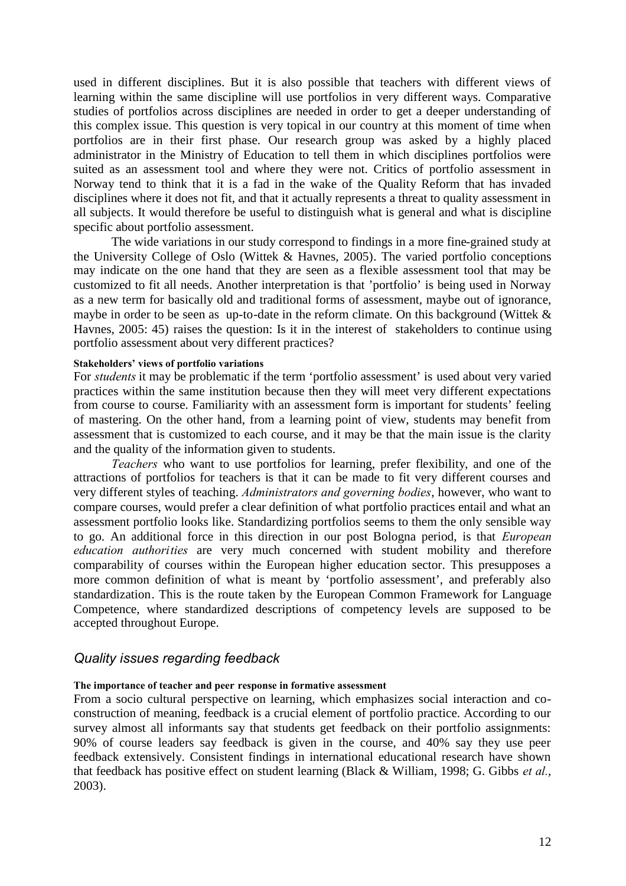used in different disciplines. But it is also possible that teachers with different views of learning within the same discipline will use portfolios in very different ways. Comparative studies of portfolios across disciplines are needed in order to get a deeper understanding of this complex issue. This question is very topical in our country at this moment of time when portfolios are in their first phase. Our research group was asked by a highly placed administrator in the Ministry of Education to tell them in which disciplines portfolios were suited as an assessment tool and where they were not. Critics of portfolio assessment in Norway tend to think that it is a fad in the wake of the Quality Reform that has invaded disciplines where it does not fit, and that it actually represents a threat to quality assessment in all subjects. It would therefore be useful to distinguish what is general and what is discipline specific about portfolio assessment.

The wide variations in our study correspond to findings in a more fine-grained study at the University College of Oslo (Wittek & Havnes, 2005). The varied portfolio conceptions may indicate on the one hand that they are seen as a flexible assessment tool that may be customized to fit all needs. Another interpretation is that 'portfolio' is being used in Norway as a new term for basically old and traditional forms of assessment, maybe out of ignorance, maybe in order to be seen as up-to-date in the reform climate. On this background (Wittek & Havnes, 2005: 45) raises the question: Is it in the interest of stakeholders to continue using portfolio assessment about very different practices?

#### Stakeholders' views of portfolio variations

For *students* it may be problematic if the term 'portfolio assessment' is used about very varied practices within the same institution because then they will meet very different expectations from course to course. Familiarity with an assessment form is important for students' feeling of mastering. On the other hand, from a learning point of view, students may benefit from assessment that is customized to each course, and it may be that the main issue is the clarity and the quality of the information given to students.

*Teachers* who want to use portfolios for learning, prefer flexibility, and one of the attractions of portfolios for teachers is that it can be made to fit very different courses and very different styles of teaching. *Administrators and governing bodies*, however, who want to compare courses, would prefer a clear definition of what portfolio practices entail and what an assessment portfolio looks like. Standardizing portfolios seems to them the only sensible way to go. An additional force in this direction in our post Bologna period, is that *European education authorities* are very much concerned with student mobility and therefore comparability of courses within the European higher education sector. This presupposes a more common definition of what is meant by 'portfolio assessment', and preferably also standardization. This is the route taken by the European Common Framework for Language Competence, where standardized descriptions of competency levels are supposed to be accepted throughout Europe.

### *Quality issues regarding feedback*

#### The importance of teacher and peer response in formative assessment

From a socio cultural perspective on learning, which emphasizes social interaction and co-construction of meaning, feedback is a crucial element of portfolio practice. According to our survey almost all informants say that students get feedback on their portfolio assignments: 90% of course leaders say feedback is given in the course, and 40% say they use peer feedback extensively. Consistent findings in international educational research have shown that feedback has positive effect on student learning (Black & William, 1998; G. Gibbs *et al.*, 2003).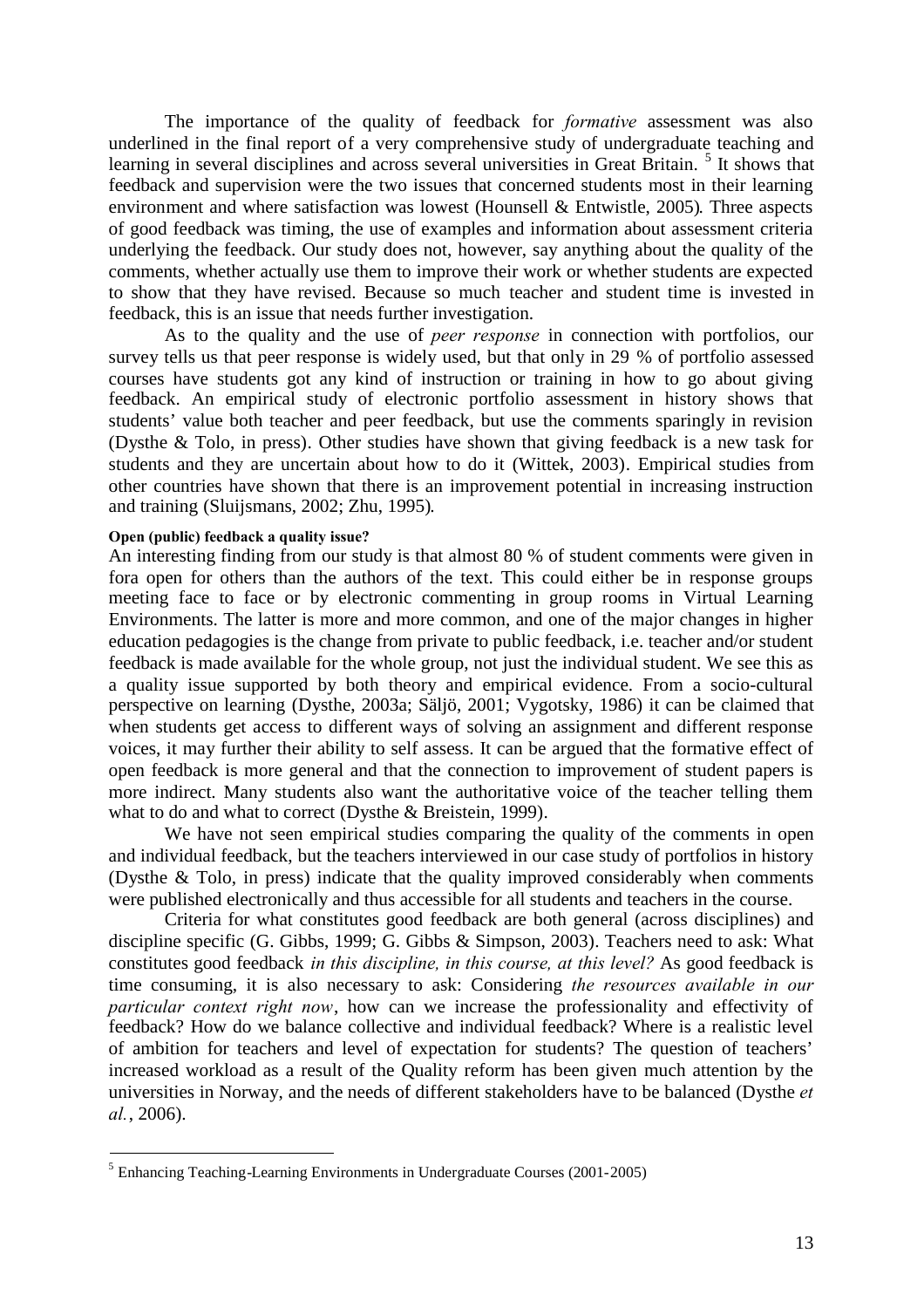The importance of the quality of feedback for *formative* assessment was also underlined in the final report of a very comprehensive study of undergraduate teaching and learning in several disciplines and across several universities in Great Britain. [5] It shows that feedback and supervision were the two issues that concerned students most in their learning environment and where satisfaction was lowest (Hounsell & Entwistle, 2005). Three aspects of good feedback was timing, the use of examples and information about assessment criteria underlying the feedback. Our study does not, however, say anything about the quality of the comments, whether actually use them to improve their work or whether students are expected to show that they have revised. Because so much teacher and student time is invested in feedback, this is an issue that needs further investigation.

As to the quality and the use of *peer response* in connection with portfolios, our survey tells us that peer response is widely used, but that only in 29 % of portfolio assessed courses have students got any kind of instruction or training in how to go about giving feedback. An empirical study of electronic portfolio assessment in history shows that students' value both teacher and peer feedback, but use the comments sparingly in revision (Dysthe & Tolo, in press). Other studies have shown that giving feedback is a new task for students and they are uncertain about how to do it (Wittek, 2003). Empirical studies from other countries have shown that there is an improvement potential in increasing instruction and training (Sluijsmans, 2002; Zhu, 1995).

**Open (public) feedback a quality issue?**

An interesting finding from our study is that almost 80 % of student comments were given in fora open for others than the authors of the text. This could either be in response groups meeting face to face or by electronic commenting in group rooms in Virtual Learning Environments. The latter is more and more common, and one of the major changes in higher education pedagogies is the change from private to public feedback, i.e. teacher and/or student feedback is made available for the whole group, not just the individual student. We see this as a quality issue supported by both theory and empirical evidence. From a socio-cultural perspective on learning (Dysthe, 2003a; Säljö, 2001; Vygotsky, 1986) it can be claimed that when students get access to different ways of solving an assignment and different response voices, it may further their ability to self assess. It can be argued that the formative effect of open feedback is more general and that the connection to improvement of student papers is more indirect. Many students also want the authoritative voice of the teacher telling them what to do and what to correct (Dysthe & Breistein, 1999).

We have not seen empirical studies comparing the quality of the comments in open and individual feedback, but the teachers interviewed in our case study of portfolios in history (Dysthe & Tolo, in press) indicate that the quality improved considerably when comments were published electronically and thus accessible for all students and teachers in the course.

Criteria for what constitutes good feedback are both general (across disciplines) and discipline specific (G. Gibbs, 1999; G. Gibbs & Simpson, 2003). Teachers need to ask: What constitutes good feedback *in this discipline, in this course, at this level?* As good feedback is time consuming, it is also necessary to ask: Considering *the resources available in our particular context right now*, how can we increase the professionality and effectivity of feedback? How do we balance collective and individual feedback? Where is a realistic level of ambition for teachers and level of expectation for students? The question of teachers' increased workload as a result of the Quality reform has been given much attention by the universities in Norway, and the needs of different stakeholders have to be balanced (Dysthe *et al.*, 2006).

---

[5] Enhancing Teaching-Learning Environments in Undergraduate Courses (2001-2005)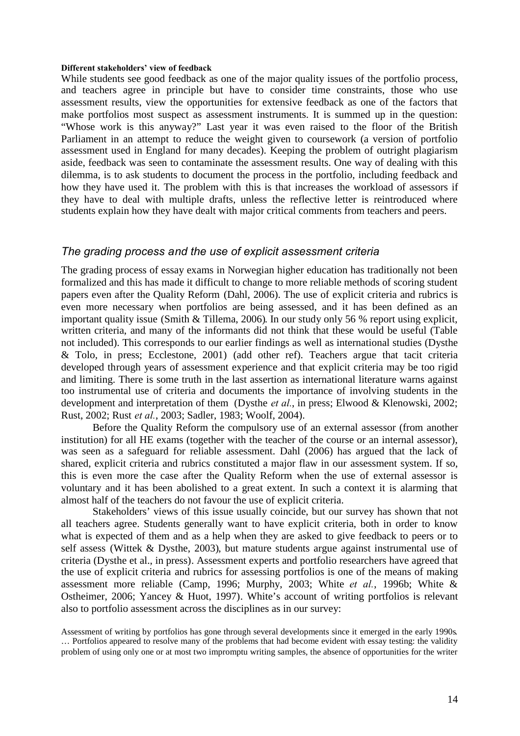**Different stakeholders' view of feedback**

While students see good feedback as one of the major quality issues of the portfolio process, and teachers agree in principle but have to consider time constraints, those who use assessment results, view the opportunities for extensive feedback as one of the factors that make portfolios most suspect as assessment instruments. It is summed up in the question: "Whose work is this anyway?" Last year it was even raised to the floor of the British Parliament in an attempt to reduce the weight given to coursework (a version of portfolio assessment used in England for many decades). Keeping the problem of outright plagiarism aside, feedback was seen to contaminate the assessment results. One way of dealing with this dilemma, is to ask students to document the process in the portfolio, including feedback and how they have used it. The problem with this is that increases the workload of assessors if they have to deal with multiple drafts, unless the reflective letter is reintroduced where students explain how they have dealt with major critical comments from teachers and peers.

## *The grading process and the use of explicit assessment criteria*

The grading process of essay exams in Norwegian higher education has traditionally not been formalized and this has made it difficult to change to more reliable methods of scoring student papers even after the Quality Reform (Dahl, 2006). The use of explicit criteria and rubrics is even more necessary when portfolios are being assessed, and it has been defined as an important quality issue (Smith & Tillema, 2006). In our study only 56 % report using explicit, written criteria, and many of the informants did not think that these would be useful (Table not included). This corresponds to our earlier findings as well as international studies (Dysthe & Tolo, in press; Ecclestone, 2001) (add other ref). Teachers argue that tacit criteria developed through years of assessment experience and that explicit criteria may be too rigid and limiting. There is some truth in the last assertion as international literature warns against too instrumental use of criteria and documents the importance of involving students in the development and interpretation of them (Dysthe *et al.*, in press; Elwood & Klenowski, 2002; Rust, 2002; Rust *et al.*, 2003; Sadler, 1983; Woolf, 2004).

Before the Quality Reform the compulsory use of an external assessor (from another institution) for all HE exams (together with the teacher of the course or an internal assessor), was seen as a safeguard for reliable assessment. Dahl (2006) has argued that the lack of shared, explicit criteria and rubrics constituted a major flaw in our assessment system. If so, this is even more the case after the Quality Reform when the use of external assessor is voluntary and it has been abolished to a great extent. In such a context it is alarming that almost half of the teachers do not favour the use of explicit criteria.

Stakeholders' views of this issue usually coincide, but our survey has shown that not all teachers agree. Students generally want to have explicit criteria, both in order to know what is expected of them and as a help when they are asked to give feedback to peers or to self assess (Wittek & Dysthe, 2003), but mature students argue against instrumental use of criteria (Dysthe et al., in press). Assessment experts and portfolio researchers have agreed that the use of explicit criteria and rubrics for assessing portfolios is one of the means of making assessment more reliable (Camp, 1996; Murphy, 2003; White *et al.*, 1996b; White & Ostheimer, 2006; Yancey & Huot, 1997). White's account of writing portfolios is relevant also to portfolio assessment across the disciplines as in our survey:

Assessment of writing by portfolios has gone through several developments since it emerged in the early 1990s. … Portfolios appeared to resolve many of the problems that had become evident with essay testing: the validity problem of using only one or at most two impromptu writing samples, the absence of opportunities for the writer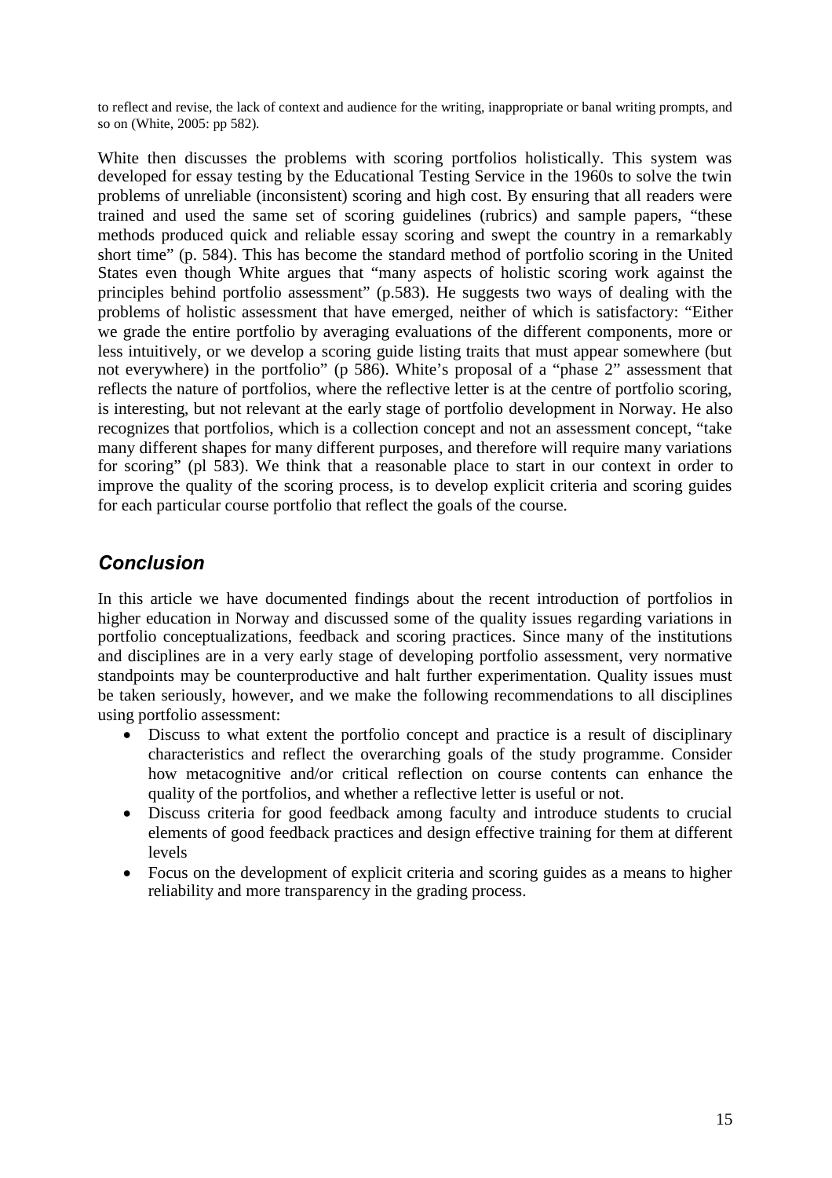to reflect and revise, the lack of context and audience for the writing, inappropriate or banal writing prompts, and so on (White, 2005: pp 582).

White then discusses the problems with scoring portfolios holistically. This system was developed for essay testing by the Educational Testing Service in the 1960s to solve the twin problems of unreliable (inconsistent) scoring and high cost. By ensuring that all readers were trained and used the same set of scoring guidelines (rubrics) and sample papers, "these methods produced quick and reliable essay scoring and swept the country in a remarkably short time" (p. 584). This has become the standard method of portfolio scoring in the United States even though White argues that "many aspects of holistic scoring work against the principles behind portfolio assessment" (p.583). He suggests two ways of dealing with the problems of holistic assessment that have emerged, neither of which is satisfactory: "Either we grade the entire portfolio by averaging evaluations of the different components, more or less intuitively, or we develop a scoring guide listing traits that must appear somewhere (but not everywhere) in the portfolio" (p 586). White's proposal of a "phase 2" assessment that reflects the nature of portfolios, where the reflective letter is at the centre of portfolio scoring, is interesting, but not relevant at the early stage of portfolio development in Norway. He also recognizes that portfolios, which is a collection concept and not an assessment concept, "take many different shapes for many different purposes, and therefore will require many variations for scoring" (pl 583). We think that a reasonable place to start in our context in order to improve the quality of the scoring process, is to develop explicit criteria and scoring guides for each particular course portfolio that reflect the goals of the course.

## *Conclusion*

In this article we have documented findings about the recent introduction of portfolios in higher education in Norway and discussed some of the quality issues regarding variations in portfolio conceptualizations, feedback and scoring practices. Since many of the institutions and disciplines are in a very early stage of developing portfolio assessment, very normative standpoints may be counterproductive and halt further experimentation. Quality issues must be taken seriously, however, and we make the following recommendations to all disciplines using portfolio assessment:

- Discuss to what extent the portfolio concept and practice is a result of disciplinary characteristics and reflect the overarching goals of the study programme. Consider how metacognitive and/or critical reflection on course contents can enhance the quality of the portfolios, and whether a reflective letter is useful or not.
- Discuss criteria for good feedback among faculty and introduce students to crucial elements of good feedback practices and design effective training for them at different levels
- Focus on the development of explicit criteria and scoring guides as a means to higher reliability and more transparency in the grading process.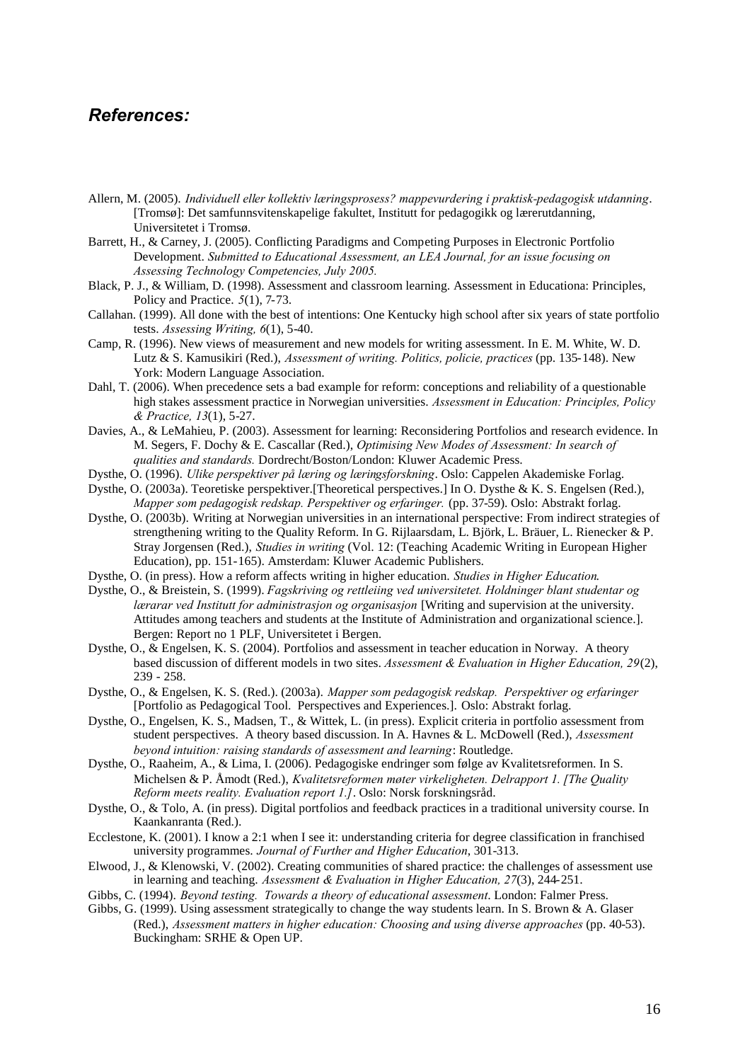## *References:*

Allern, M. (2005). *Individuell eller kollektiv læringsprosess? mappevurdering i praktisk-pedagogisk utdanning*. [Tromsø]: Det samfunnsvitenskapelige fakultet, Institutt for pedagogikk og lærerutdanning, Universitetet i Tromsø.

Barrett, H., & Carney, J. (2005). Conflicting Paradigms and Competing Purposes in Electronic Portfolio Development. *Submitted to Educational Assessment, an LEA Journal, for an issue focusing on Assessing Technology Competencies, July 2005.*

Black, P. J., & William, D. (1998). Assessment and classroom learning. Assessment in Educationa: Principles, Policy and Practice. *5*(1), 7-73.

Callahan. (1999). All done with the best of intentions: One Kentucky high school after six years of state portfolio tests. *Assessing Writing, 6*(1), 5-40.

Camp, R. (1996). New views of measurement and new models for writing assessment. In E. M. White, W. D. Lutz & S. Kamusikiri (Red.), *Assessment of writing. Politics, policie, practices* (pp. 135-148). New York: Modern Language Association.

Dahl, T. (2006). When precedence sets a bad example for reform: conceptions and reliability of a questionable high stakes assessment practice in Norwegian universities. *Assessment in Education: Principles, Policy & Practice, 13*(1), 5-27.

Davies, A., & LeMahieu, P. (2003). Assessment for learning: Reconsidering Portfolios and research evidence. In M. Segers, F. Dochy & E. Cascallar (Red.), *Optimising New Modes of Assessment: In search of qualities and standards.* Dordrecht/Boston/London: Kluwer Academic Press.

Dysthe, O. (1996). *Ulike perspektiver på læring og læringsforskning*. Oslo: Cappelen Akademiske Forlag.

Dysthe, O. (2003a). Teoretiske perspektiver.[Theoretical perspectives.] In O. Dysthe & K. S. Engelsen (Red.), *Mapper som pedagogisk redskap. Perspektiver og erfaringer.* (pp. 37-59). Oslo: Abstrakt forlag.

Dysthe, O. (2003b). Writing at Norwegian universities in an international perspective: From indirect strategies of strengthening writing to the Quality Reform. In G. Rijlaarsdam, L. Björk, L. Bräuer, L. Rienecker & P. Stray Jorgensen (Red.), *Studies in writing* (Vol. 12: (Teaching Academic Writing in European Higher Education), pp. 151-165). Amsterdam: Kluwer Academic Publishers.

Dysthe, O. (in press). How a reform affects writing in higher education. *Studies in Higher Education.*

Dysthe, O., & Breistein, S. (1999). *Fagskriving og rettleiing ved universitetet. Holdninger blant studentar og lærarar ved Institutt for administrasjon og organisasjon* [Writing and supervision at the university. Attitudes among teachers and students at the Institute of Administration and organizational science.]. Bergen: Report no 1 PLF, Universitetet i Bergen.

Dysthe, O., & Engelsen, K. S. (2004). Portfolios and assessment in teacher education in Norway. A theory based discussion of different models in two sites. *Assessment & Evaluation in Higher Education, 29*(2), 239 - 258.

Dysthe, O., & Engelsen, K. S. (Red.). (2003a). *Mapper som pedagogisk redskap. Perspektiver og erfaringer* [Portfolio as Pedagogical Tool. Perspectives and Experiences.]. Oslo: Abstrakt forlag.

Dysthe, O., Engelsen, K. S., Madsen, T., & Wittek, L. (in press). Explicit criteria in portfolio assessment from student perspectives. A theory based discussion. In A. Havnes & L. McDowell (Red.), *Assessment beyond intuition: raising standards of assessment and learning*: Routledge.

Dysthe, O., Raaheim, A., & Lima, I. (2006). Pedagogiske endringer som følge av Kvalitetsreformen. In S. Michelsen & P. Åmodt (Red.), *Kvalitetsreformen møter virkeligheten. Delrapport 1. [The Quality Reform meets reality. Evaluation report 1.]*. Oslo: Norsk forskningsråd.

Dysthe, O., & Tolo, A. (in press). Digital portfolios and feedback practices in a traditional university course. In Kaankanranta (Red.).

Ecclestone, K. (2001). I know a 2:1 when I see it: understanding criteria for degree classification in franchised university programmes. *Journal of Further and Higher Education*, 301-313.

Elwood, J., & Klenowski, V. (2002). Creating communities of shared practice: the challenges of assessment use in learning and teaching. *Assessment & Evaluation in Higher Education, 27*(3), 244-251.

Gibbs, C. (1994). *Beyond testing. Towards a theory of educational assessment*. London: Falmer Press.

Gibbs, G. (1999). Using assessment strategically to change the way students learn. In S. Brown & A. Glaser (Red.), *Assessment matters in higher education: Choosing and using diverse approaches* (pp. 40-53). Buckingham: SRHE & Open UP.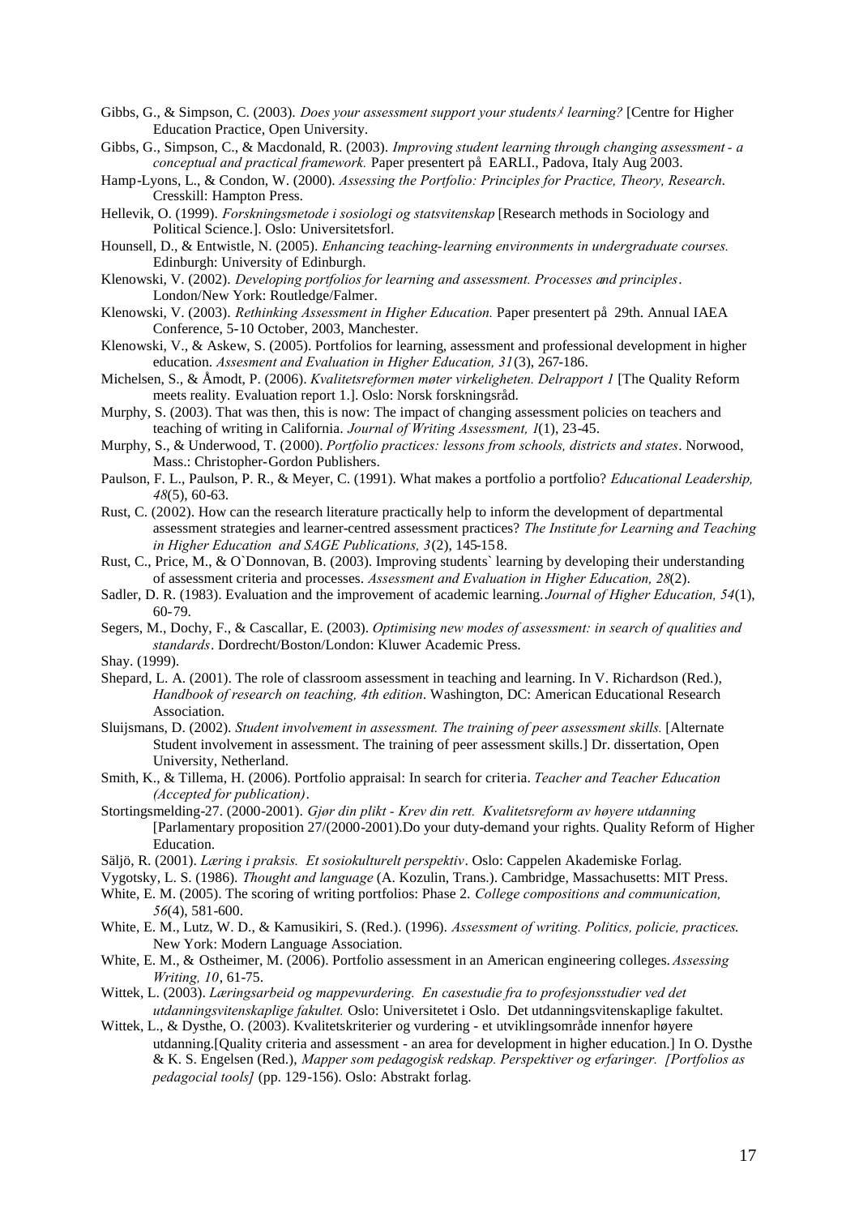Gibbs, G., & Simpson, C. (2003). *Does your assessment support your students' learning?* [Centre for Higher Education Practice, Open University.

Gibbs, G., Simpson, C., & Macdonald, R. (2003). *Improving student learning through changing assessment - a conceptual and practical framework.* Paper presentert på EARLI., Padova, Italy Aug 2003.

Hamp-Lyons, L., & Condon, W. (2000). *Assessing the Portfolio: Principles for Practice, Theory, Research.* Cresskill: Hampton Press.

Hellevik, O. (1999). *Forskningsmetode i sosiologi og statsvitenskap* [Research methods in Sociology and Political Science.]. Oslo: Universitetsforl.

Hounsell, D., & Entwistle, N. (2005). *Enhancing teaching-learning environments in undergraduate courses.* Edinburgh: University of Edinburgh.

Klenowski, V. (2002). *Developing portfolios for learning and assessment. Processes and principles*. London/New York: Routledge/Falmer.

Klenowski, V. (2003). *Rethinking Assessment in Higher Education.* Paper presentert på 29th. Annual IAEA Conference, 5-10 October, 2003, Manchester.

Klenowski, V., & Askew, S. (2005). Portfolios for learning, assessment and professional development in higher education. *Assesment and Evaluation in Higher Education, 31*(3), 267-186.

Michelsen, S., & Åmodt, P. (2006). *Kvalitetsreformen møter virkeligheten. Delrapport 1* [The Quality Reform meets reality. Evaluation report 1.]. Oslo: Norsk forskningsråd.

Murphy, S. (2003). That was then, this is now: The impact of changing assessment policies on teachers and teaching of writing in California. *Journal of Writing Assessment, 1*(1), 23-45.

Murphy, S., & Underwood, T. (2000). *Portfolio practices: lessons from schools, districts and states*. Norwood, Mass.: Christopher-Gordon Publishers.

Paulson, F. L., Paulson, P. R., & Meyer, C. (1991). What makes a portfolio a portfolio? *Educational Leadership, 48*(5), 60-63.

Rust, C. (2002). How can the research literature practically help to inform the development of departmental assessment strategies and learner-centred assessment practices? *The Institute for Learning and Teaching in Higher Education and SAGE Publications, 3*(2), 145-158.

Rust, C., Price, M., & O`Donnovan, B. (2003). Improving students` learning by developing their understanding of assessment criteria and processes. *Assessment and Evaluation in Higher Education, 28*(2).

Sadler, D. R. (1983). Evaluation and the improvement of academic learning. *Journal of Higher Education, 54*(1), 60-79.

Segers, M., Dochy, F., & Cascallar, E. (2003). *Optimising new modes of assessment: in search of qualities and standards*. Dordrecht/Boston/London: Kluwer Academic Press.

Shay. (1999).

Shepard, L. A. (2001). The role of classroom assessment in teaching and learning. In V. Richardson (Red.), *Handbook of research on teaching, 4th edition*. Washington, DC: American Educational Research Association.

Sluijsmans, D. (2002). *Student involvement in assessment. The training of peer assessment skills.* [Alternate Student involvement in assessment. The training of peer assessment skills.] Dr. dissertation, Open University, Netherland.

Smith, K., & Tillema, H. (2006). Portfolio appraisal: In search for criteria. *Teacher and Teacher Education (Accepted for publication)*.

Stortingsmelding-27. (2000-2001). *Gjør din plikt - Krev din rett. Kvalitetsreform av høyere utdanning* [Parlamentary proposition 27/(2000-2001).Do your duty-demand your rights. Quality Reform of Higher Education.

Säljö, R. (2001). *Læring i praksis. Et sosiokulturelt perspektiv*. Oslo: Cappelen Akademiske Forlag.

Vygotsky, L. S. (1986). *Thought and language* (A. Kozulin, Trans.). Cambridge, Massachusetts: MIT Press.

White, E. M. (2005). The scoring of writing portfolios: Phase 2. *College compositions and communication, 56*(4), 581-600.

White, E. M., Lutz, W. D., & Kamusikiri, S. (Red.). (1996). *Assessment of writing. Politics, policie, practices.* New York: Modern Language Association.

White, E. M., & Ostheimer, M. (2006). Portfolio assessment in an American engineering colleges. *Assessing Writing, 10*, 61-75.

Wittek, L. (2003). *Læringsarbeid og mappevurdering. En casestudie fra to profesjonsstudier ved det utdanningsvitenskaplige fakultet.* Oslo: Universitetet i Oslo. Det utdanningsvitenskaplige fakultet.

Wittek, L., & Dysthe, O. (2003). Kvalitetskriterier og vurdering - et utviklingsområde innenfor høyere utdanning.[Quality criteria and assessment - an area for development in higher education.] In O. Dysthe & K. S. Engelsen (Red.), *Mapper som pedagogisk redskap. Perspektiver og erfaringer. [Portfolios as pedagocial tools]* (pp. 129-156). Oslo: Abstrakt forlag.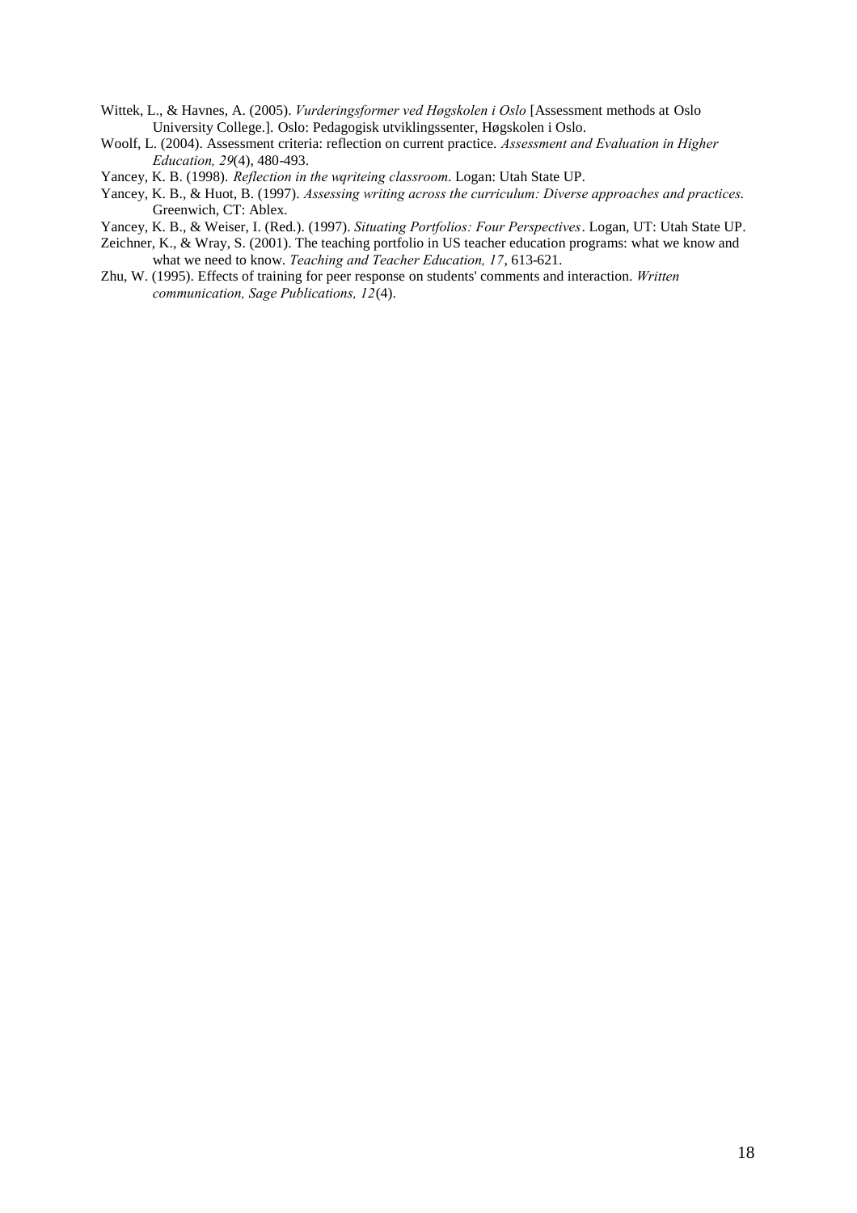Wittek, L., & Havnes, A. (2005). *Vurderingsformer ved Høgskolen i Oslo* [Assessment methods at Oslo University College.]. Oslo: Pedagogisk utviklingssenter, Høgskolen i Oslo.

Woolf, L. (2004). Assessment criteria: reflection on current practice. *Assessment and Evaluation in Higher Education, 29*(4), 480-493.

Yancey, K. B. (1998). *Reflection in the wqriteing classroom*. Logan: Utah State UP.

Yancey, K. B., & Huot, B. (1997). *Assessing writing across the curriculum: Diverse approaches and practices.* Greenwich, CT: Ablex.

Yancey, K. B., & Weiser, I. (Red.). (1997). *Situating Portfolios: Four Perspectives*. Logan, UT: Utah State UP.

Zeichner, K., & Wray, S. (2001). The teaching portfolio in US teacher education programs: what we know and what we need to know. *Teaching and Teacher Education, 17*, 613-621.

Zhu, W. (1995). Effects of training for peer response on students' comments and interaction. *Written communication, Sage Publications, 12*(4).